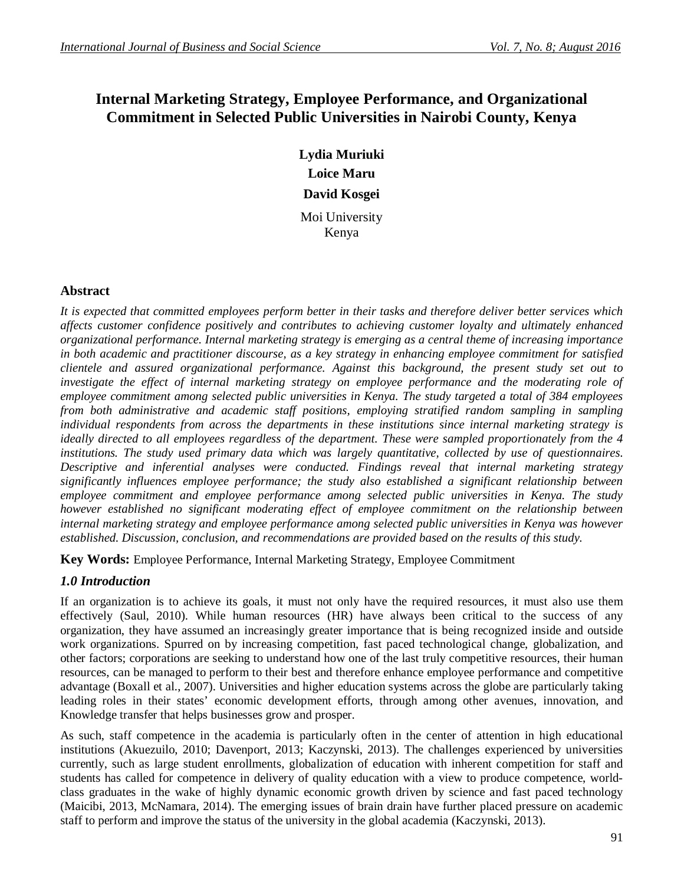# Internal Marketing Strategy, Employee Performance, and Organizational Commitment in Selected Public Universities in Nairobi County, Kenya

**Lydia Muriuki**

**Loice Maru**

**David Kosgei**

Moi University
Kenya

## Abstract

*It is expected that committed employees perform better in their tasks and therefore deliver better services which affects customer confidence positively and contributes to achieving customer loyalty and ultimately enhanced organizational performance. Internal marketing strategy is emerging as a central theme of increasing importance in both academic and practitioner discourse, as a key strategy in enhancing employee commitment for satisfied clientele and assured organizational performance. Against this background, the present study set out to investigate the effect of internal marketing strategy on employee performance and the moderating role of employee commitment among selected public universities in Kenya. The study targeted a total of 384 employees from both administrative and academic staff positions, employing stratified random sampling in sampling individual respondents from across the departments in these institutions since internal marketing strategy is ideally directed to all employees regardless of the department. These were sampled proportionately from the 4 institutions. The study used primary data which was largely quantitative, collected by use of questionnaires. Descriptive and inferential analyses were conducted. Findings reveal that internal marketing strategy significantly influences employee performance; the study also established a significant relationship between employee commitment and employee performance among selected public universities in Kenya. The study however established no significant moderating effect of employee commitment on the relationship between internal marketing strategy and employee performance among selected public universities in Kenya was however established. Discussion, conclusion, and recommendations are provided based on the results of this study.*

**Key Words:** Employee Performance, Internal Marketing Strategy, Employee Commitment

## *1.0 Introduction*

If an organization is to achieve its goals, it must not only have the required resources, it must also use them effectively (Saul, 2010). While human resources (HR) have always been critical to the success of any organization, they have assumed an increasingly greater importance that is being recognized inside and outside work organizations. Spurred on by increasing competition, fast paced technological change, globalization, and other factors; corporations are seeking to understand how one of the last truly competitive resources, their human resources, can be managed to perform to their best and therefore enhance employee performance and competitive advantage (Boxall et al., 2007). Universities and higher education systems across the globe are particularly taking leading roles in their states' economic development efforts, through among other avenues, innovation, and Knowledge transfer that helps businesses grow and prosper.

As such, staff competence in the academia is particularly often in the center of attention in high educational institutions (Akuezuilo, 2010; Davenport, 2013; Kaczynski, 2013). The challenges experienced by universities currently, such as large student enrollments, globalization of education with inherent competition for staff and students has called for competence in delivery of quality education with a view to produce competence, world-class graduates in the wake of highly dynamic economic growth driven by science and fast paced technology (Maicibi, 2013, McNamara, 2014). The emerging issues of brain drain have further placed pressure on academic staff to perform and improve the status of the university in the global academia (Kaczynski, 2013).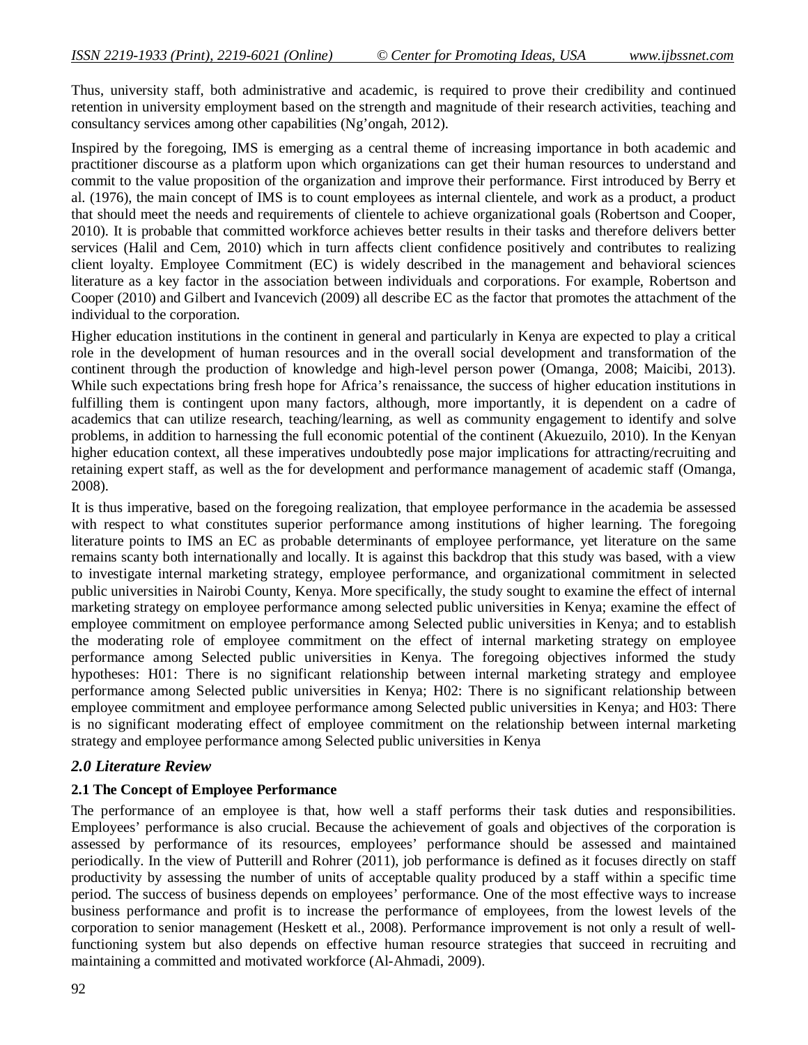Thus, university staff, both administrative and academic, is required to prove their credibility and continued retention in university employment based on the strength and magnitude of their research activities, teaching and consultancy services among other capabilities (Ng'ongah, 2012).

Inspired by the foregoing, IMS is emerging as a central theme of increasing importance in both academic and practitioner discourse as a platform upon which organizations can get their human resources to understand and commit to the value proposition of the organization and improve their performance. First introduced by Berry et al. (1976), the main concept of IMS is to count employees as internal clientele, and work as a product, a product that should meet the needs and requirements of clientele to achieve organizational goals (Robertson and Cooper, 2010). It is probable that committed workforce achieves better results in their tasks and therefore delivers better services (Halil and Cem, 2010) which in turn affects client confidence positively and contributes to realizing client loyalty. Employee Commitment (EC) is widely described in the management and behavioral sciences literature as a key factor in the association between individuals and corporations. For example, Robertson and Cooper (2010) and Gilbert and Ivancevich (2009) all describe EC as the factor that promotes the attachment of the individual to the corporation.

Higher education institutions in the continent in general and particularly in Kenya are expected to play a critical role in the development of human resources and in the overall social development and transformation of the continent through the production of knowledge and high-level person power (Omanga, 2008; Maicibi, 2013). While such expectations bring fresh hope for Africa's renaissance, the success of higher education institutions in fulfilling them is contingent upon many factors, although, more importantly, it is dependent on a cadre of academics that can utilize research, teaching/learning, as well as community engagement to identify and solve problems, in addition to harnessing the full economic potential of the continent (Akuezuilo, 2010). In the Kenyan higher education context, all these imperatives undoubtedly pose major implications for attracting/recruiting and retaining expert staff, as well as the for development and performance management of academic staff (Omanga, 2008).

It is thus imperative, based on the foregoing realization, that employee performance in the academia be assessed with respect to what constitutes superior performance among institutions of higher learning. The foregoing literature points to IMS an EC as probable determinants of employee performance, yet literature on the same remains scanty both internationally and locally. It is against this backdrop that this study was based, with a view to investigate internal marketing strategy, employee performance, and organizational commitment in selected public universities in Nairobi County, Kenya. More specifically, the study sought to examine the effect of internal marketing strategy on employee performance among selected public universities in Kenya; examine the effect of employee commitment on employee performance among Selected public universities in Kenya; and to establish the moderating role of employee commitment on the effect of internal marketing strategy on employee performance among Selected public universities in Kenya. The foregoing objectives informed the study hypotheses: H01: There is no significant relationship between internal marketing strategy and employee performance among Selected public universities in Kenya; H02: There is no significant relationship between employee commitment and employee performance among Selected public universities in Kenya; and H03: There is no significant moderating effect of employee commitment on the relationship between internal marketing strategy and employee performance among Selected public universities in Kenya

## *2.0 Literature Review*

### 2.1 The Concept of Employee Performance

The performance of an employee is that, how well a staff performs their task duties and responsibilities. Employees' performance is also crucial. Because the achievement of goals and objectives of the corporation is assessed by performance of its resources, employees' performance should be assessed and maintained periodically. In the view of Putterill and Rohrer (2011), job performance is defined as it focuses directly on staff productivity by assessing the number of units of acceptable quality produced by a staff within a specific time period. The success of business depends on employees' performance. One of the most effective ways to increase business performance and profit is to increase the performance of employees, from the lowest levels of the corporation to senior management (Heskett et al., 2008). Performance improvement is not only a result of well-functioning system but also depends on effective human resource strategies that succeed in recruiting and maintaining a committed and motivated workforce (Al-Ahmadi, 2009).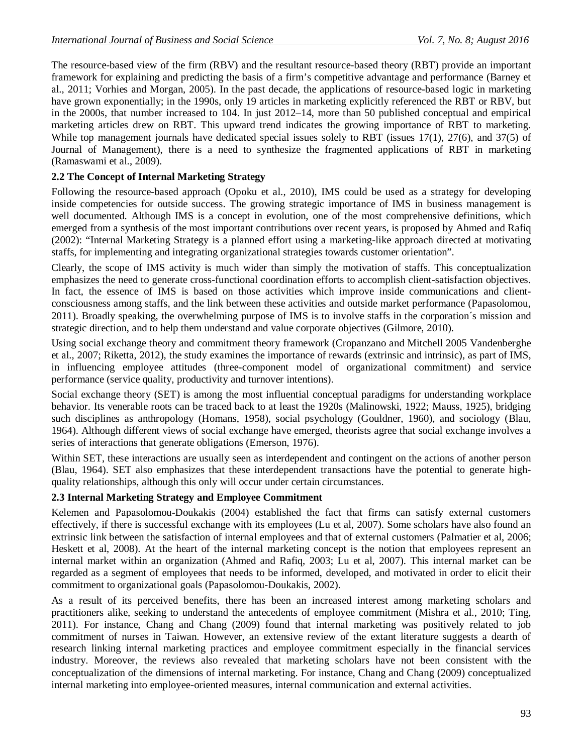The resource-based view of the firm (RBV) and the resultant resource-based theory (RBT) provide an important framework for explaining and predicting the basis of a firm's competitive advantage and performance (Barney et al., 2011; Vorhies and Morgan, 2005). In the past decade, the applications of resource-based logic in marketing have grown exponentially; in the 1990s, only 19 articles in marketing explicitly referenced the RBT or RBV, but in the 2000s, that number increased to 104. In just 2012–14, more than 50 published conceptual and empirical marketing articles drew on RBT. This upward trend indicates the growing importance of RBT to marketing. While top management journals have dedicated special issues solely to RBT (issues 17(1), 27(6), and 37(5) of Journal of Management), there is a need to synthesize the fragmented applications of RBT in marketing (Ramaswami et al., 2009).

### 2.2 The Concept of Internal Marketing Strategy

Following the resource-based approach (Opoku et al., 2010), IMS could be used as a strategy for developing inside competencies for outside success. The growing strategic importance of IMS in business management is well documented. Although IMS is a concept in evolution, one of the most comprehensive definitions, which emerged from a synthesis of the most important contributions over recent years, is proposed by Ahmed and Rafiq (2002): "Internal Marketing Strategy is a planned effort using a marketing-like approach directed at motivating staffs, for implementing and integrating organizational strategies towards customer orientation".

Clearly, the scope of IMS activity is much wider than simply the motivation of staffs. This conceptualization emphasizes the need to generate cross-functional coordination efforts to accomplish client-satisfaction objectives. In fact, the essence of IMS is based on those activities which improve inside communications and client-consciousness among staffs, and the link between these activities and outside market performance (Papasolomou, 2011). Broadly speaking, the overwhelming purpose of IMS is to involve staffs in the corporation´s mission and strategic direction, and to help them understand and value corporate objectives (Gilmore, 2010).

Using social exchange theory and commitment theory framework (Cropanzano and Mitchell 2005 Vandenberghe et al., 2007; Riketta, 2012), the study examines the importance of rewards (extrinsic and intrinsic), as part of IMS, in influencing employee attitudes (three-component model of organizational commitment) and service performance (service quality, productivity and turnover intentions).

Social exchange theory (SET) is among the most influential conceptual paradigms for understanding workplace behavior. Its venerable roots can be traced back to at least the 1920s (Malinowski, 1922; Mauss, 1925), bridging such disciplines as anthropology (Homans, 1958), social psychology (Gouldner, 1960), and sociology (Blau, 1964). Although different views of social exchange have emerged, theorists agree that social exchange involves a series of interactions that generate obligations (Emerson, 1976).

Within SET, these interactions are usually seen as interdependent and contingent on the actions of another person (Blau, 1964). SET also emphasizes that these interdependent transactions have the potential to generate high-quality relationships, although this only will occur under certain circumstances.

### 2.3 Internal Marketing Strategy and Employee Commitment

Kelemen and Papasolomou-Doukakis (2004) established the fact that firms can satisfy external customers effectively, if there is successful exchange with its employees (Lu et al, 2007). Some scholars have also found an extrinsic link between the satisfaction of internal employees and that of external customers (Palmatier et al, 2006; Heskett et al, 2008). At the heart of the internal marketing concept is the notion that employees represent an internal market within an organization (Ahmed and Rafiq, 2003; Lu et al, 2007). This internal market can be regarded as a segment of employees that needs to be informed, developed, and motivated in order to elicit their commitment to organizational goals (Papasolomou-Doukakis, 2002).

As a result of its perceived benefits, there has been an increased interest among marketing scholars and practitioners alike, seeking to understand the antecedents of employee commitment (Mishra et al., 2010; Ting, 2011). For instance, Chang and Chang (2009) found that internal marketing was positively related to job commitment of nurses in Taiwan. However, an extensive review of the extant literature suggests a dearth of research linking internal marketing practices and employee commitment especially in the financial services industry. Moreover, the reviews also revealed that marketing scholars have not been consistent with the conceptualization of the dimensions of internal marketing. For instance, Chang and Chang (2009) conceptualized internal marketing into employee-oriented measures, internal communication and external activities.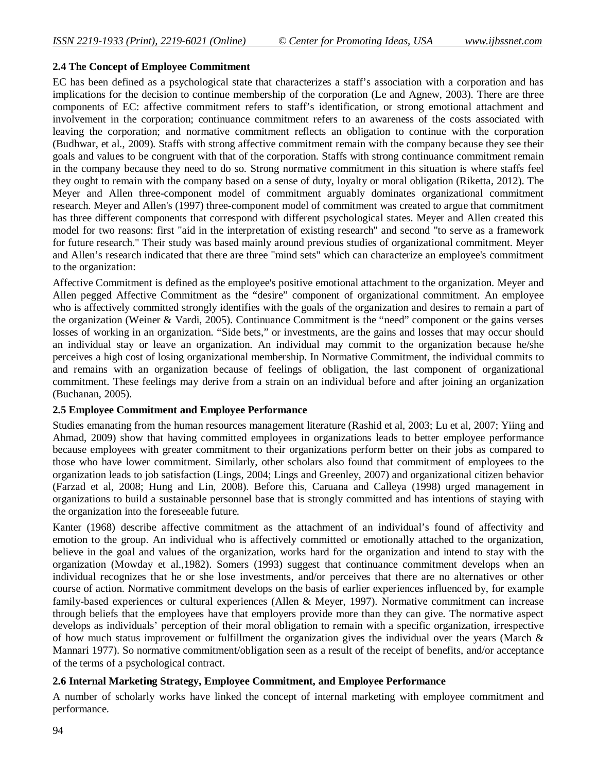### 2.4 The Concept of Employee Commitment

EC has been defined as a psychological state that characterizes a staff's association with a corporation and has implications for the decision to continue membership of the corporation (Le and Agnew, 2003). There are three components of EC: affective commitment refers to staff's identification, or strong emotional attachment and involvement in the corporation; continuance commitment refers to an awareness of the costs associated with leaving the corporation; and normative commitment reflects an obligation to continue with the corporation (Budhwar, et al., 2009). Staffs with strong affective commitment remain with the company because they see their goals and values to be congruent with that of the corporation. Staffs with strong continuance commitment remain in the company because they need to do so. Strong normative commitment in this situation is where staffs feel they ought to remain with the company based on a sense of duty, loyalty or moral obligation (Riketta, 2012). The Meyer and Allen three-component model of commitment arguably dominates organizational commitment research. Meyer and Allen's (1997) three-component model of commitment was created to argue that commitment has three different components that correspond with different psychological states. Meyer and Allen created this model for two reasons: first "aid in the interpretation of existing research" and second "to serve as a framework for future research." Their study was based mainly around previous studies of organizational commitment. Meyer and Allen's research indicated that there are three "mind sets" which can characterize an employee's commitment to the organization:

Affective Commitment is defined as the employee's positive emotional attachment to the organization. Meyer and Allen pegged Affective Commitment as the "desire" component of organizational commitment. An employee who is affectively committed strongly identifies with the goals of the organization and desires to remain a part of the organization (Weiner & Vardi, 2005). Continuance Commitment is the "need" component or the gains verses losses of working in an organization. "Side bets," or investments, are the gains and losses that may occur should an individual stay or leave an organization. An individual may commit to the organization because he/she perceives a high cost of losing organizational membership. In Normative Commitment, the individual commits to and remains with an organization because of feelings of obligation, the last component of organizational commitment. These feelings may derive from a strain on an individual before and after joining an organization (Buchanan, 2005).

### 2.5 Employee Commitment and Employee Performance

Studies emanating from the human resources management literature (Rashid et al, 2003; Lu et al, 2007; Yiing and Ahmad, 2009) show that having committed employees in organizations leads to better employee performance because employees with greater commitment to their organizations perform better on their jobs as compared to those who have lower commitment. Similarly, other scholars also found that commitment of employees to the organization leads to job satisfaction (Lings, 2004; Lings and Greenley, 2007) and organizational citizen behavior (Farzad et al, 2008; Hung and Lin, 2008). Before this, Caruana and Calleya (1998) urged management in organizations to build a sustainable personnel base that is strongly committed and has intentions of staying with the organization into the foreseeable future.

Kanter (1968) describe affective commitment as the attachment of an individual's found of affectivity and emotion to the group. An individual who is affectively committed or emotionally attached to the organization, believe in the goal and values of the organization, works hard for the organization and intend to stay with the organization (Mowday et al.,1982). Somers (1993) suggest that continuance commitment develops when an individual recognizes that he or she lose investments, and/or perceives that there are no alternatives or other course of action. Normative commitment develops on the basis of earlier experiences influenced by, for example family-based experiences or cultural experiences (Allen & Meyer, 1997). Normative commitment can increase through beliefs that the employees have that employers provide more than they can give. The normative aspect develops as individuals' perception of their moral obligation to remain with a specific organization, irrespective of how much status improvement or fulfillment the organization gives the individual over the years (March & Mannari 1977). So normative commitment/obligation seen as a result of the receipt of benefits, and/or acceptance of the terms of a psychological contract.

### 2.6 Internal Marketing Strategy, Employee Commitment, and Employee Performance

A number of scholarly works have linked the concept of internal marketing with employee commitment and performance.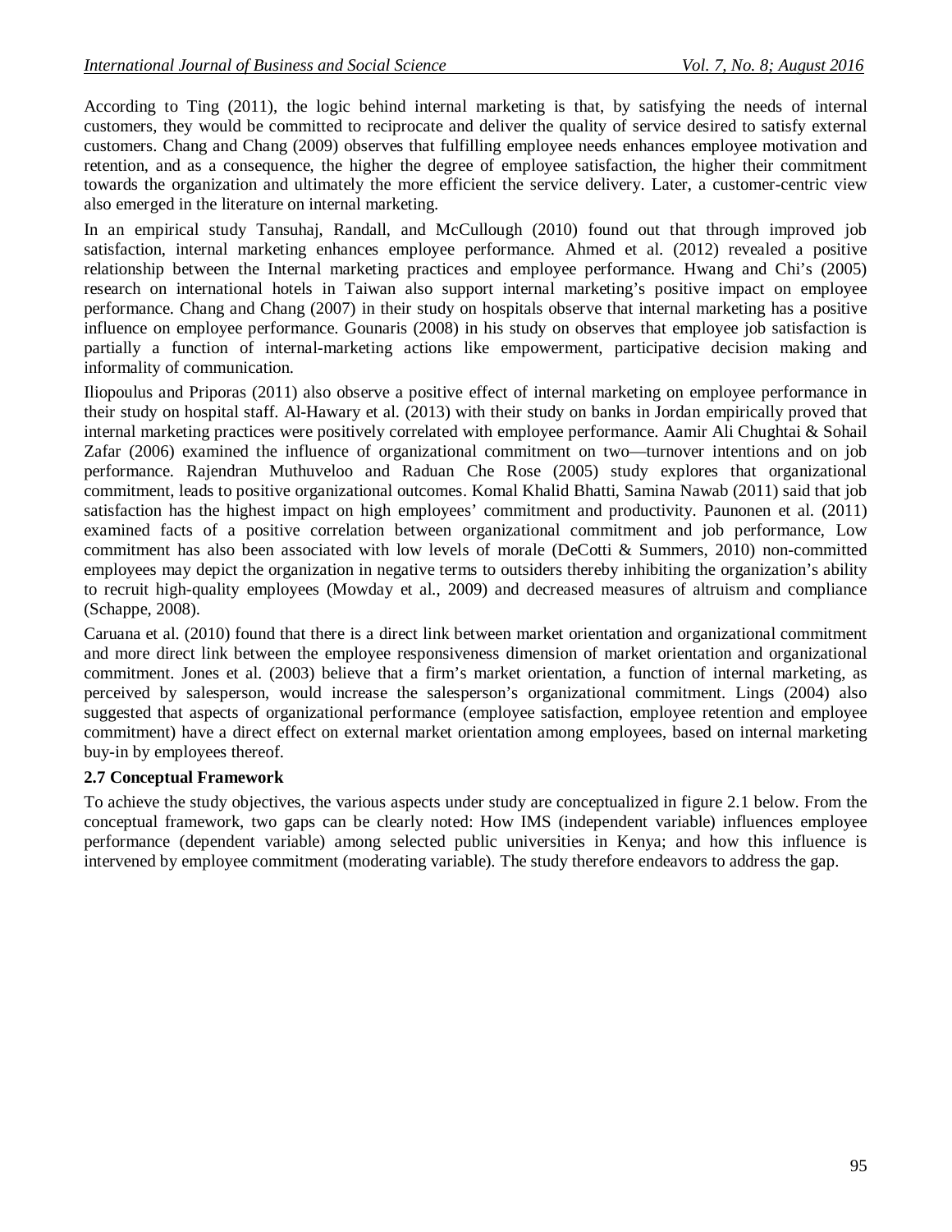According to Ting (2011), the logic behind internal marketing is that, by satisfying the needs of internal customers, they would be committed to reciprocate and deliver the quality of service desired to satisfy external customers. Chang and Chang (2009) observes that fulfilling employee needs enhances employee motivation and retention, and as a consequence, the higher the degree of employee satisfaction, the higher their commitment towards the organization and ultimately the more efficient the service delivery. Later, a customer-centric view also emerged in the literature on internal marketing.

In an empirical study Tansuhaj, Randall, and McCullough (2010) found out that through improved job satisfaction, internal marketing enhances employee performance. Ahmed et al. (2012) revealed a positive relationship between the Internal marketing practices and employee performance. Hwang and Chi's (2005) research on international hotels in Taiwan also support internal marketing's positive impact on employee performance. Chang and Chang (2007) in their study on hospitals observe that internal marketing has a positive influence on employee performance. Gounaris (2008) in his study on observes that employee job satisfaction is partially a function of internal-marketing actions like empowerment, participative decision making and informality of communication.

Iliopoulus and Priporas (2011) also observe a positive effect of internal marketing on employee performance in their study on hospital staff. Al-Hawary et al. (2013) with their study on banks in Jordan empirically proved that internal marketing practices were positively correlated with employee performance. Aamir Ali Chughtai & Sohail Zafar (2006) examined the influence of organizational commitment on two—turnover intentions and on job performance. Rajendran Muthuveloo and Raduan Che Rose (2005) study explores that organizational commitment, leads to positive organizational outcomes. Komal Khalid Bhatti, Samina Nawab (2011) said that job satisfaction has the highest impact on high employees' commitment and productivity. Paunonen et al. (2011) examined facts of a positive correlation between organizational commitment and job performance, Low commitment has also been associated with low levels of morale (DeCotti & Summers, 2010) non-committed employees may depict the organization in negative terms to outsiders thereby inhibiting the organization's ability to recruit high-quality employees (Mowday et al., 2009) and decreased measures of altruism and compliance (Schappe, 2008).

Caruana et al. (2010) found that there is a direct link between market orientation and organizational commitment and more direct link between the employee responsiveness dimension of market orientation and organizational commitment. Jones et al. (2003) believe that a firm's market orientation, a function of internal marketing, as perceived by salesperson, would increase the salesperson's organizational commitment. Lings (2004) also suggested that aspects of organizational performance (employee satisfaction, employee retention and employee commitment) have a direct effect on external market orientation among employees, based on internal marketing buy-in by employees thereof.

### 2.7 Conceptual Framework

To achieve the study objectives, the various aspects under study are conceptualized in figure 2.1 below. From the conceptual framework, two gaps can be clearly noted: How IMS (independent variable) influences employee performance (dependent variable) among selected public universities in Kenya; and how this influence is intervened by employee commitment (moderating variable). The study therefore endeavors to address the gap.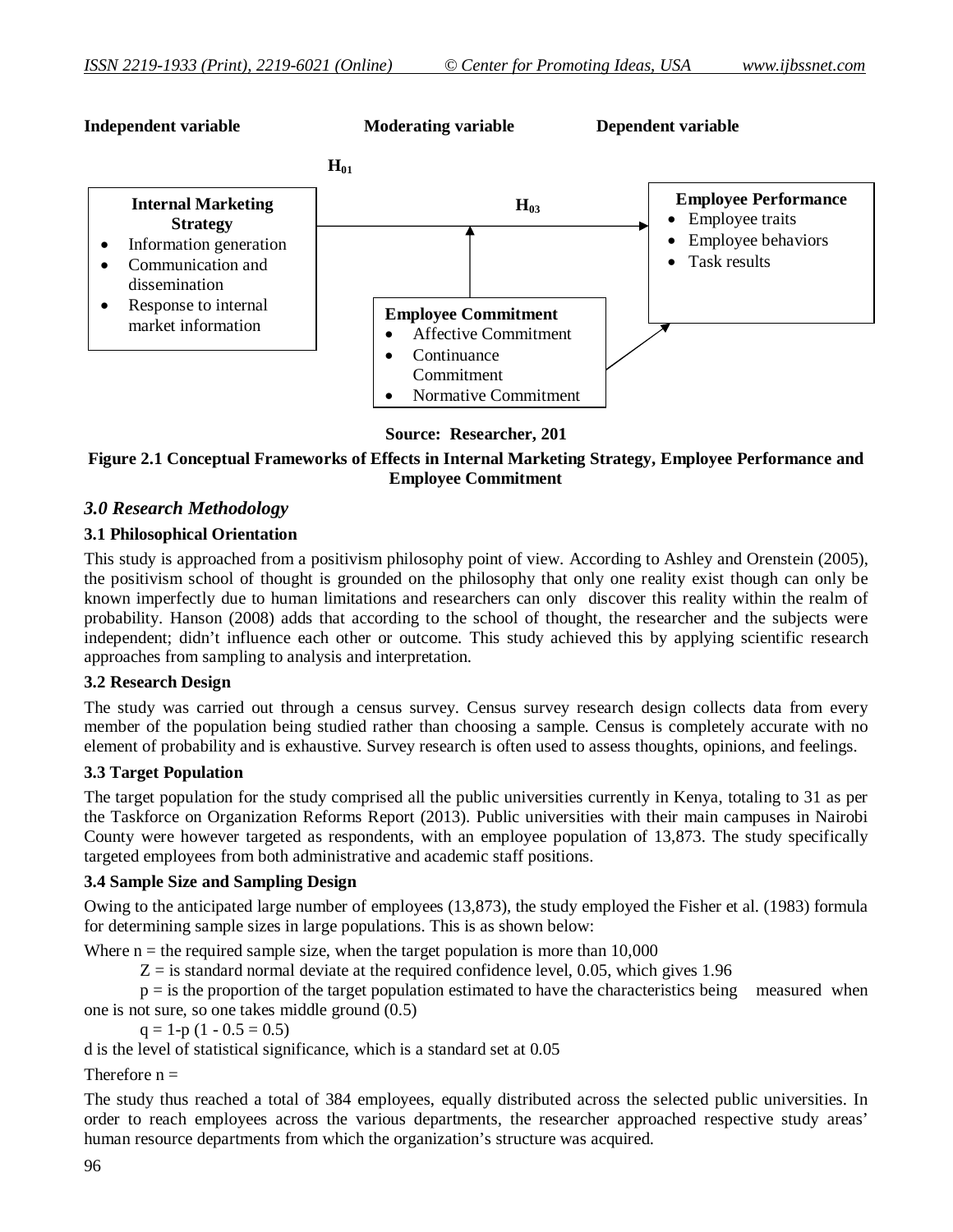**Independent variable** **Moderating variable** **Dependent variable**

$H_{01}$

**Internal Marketing Strategy**
- Information generation
- Communication and dissemination
- Response to internal market information

$H_{03}$

**Employee Performance**
- Employee traits
- Employee behaviors
- Task results

**Employee Commitment**
- Affective Commitment
- Continuance Commitment
- Normative Commitment

**Source: Researcher, 201**

**Figure 2.1 Conceptual Frameworks of Effects in Internal Marketing Strategy, Employee Performance and Employee Commitment**

## *3.0 Research Methodology*

### 3.1 Philosophical Orientation

This study is approached from a positivism philosophy point of view. According to Ashley and Orenstein (2005), the positivism school of thought is grounded on the philosophy that only one reality exist though can only be known imperfectly due to human limitations and researchers can only discover this reality within the realm of probability. Hanson (2008) adds that according to the school of thought, the researcher and the subjects were independent; didn't influence each other or outcome. This study achieved this by applying scientific research approaches from sampling to analysis and interpretation.

### 3.2 Research Design

The study was carried out through a census survey. Census survey research design collects data from every member of the population being studied rather than choosing a sample. Census is completely accurate with no element of probability and is exhaustive. Survey research is often used to assess thoughts, opinions, and feelings.

### 3.3 Target Population

The target population for the study comprised all the public universities currently in Kenya, totaling to 31 as per the Taskforce on Organization Reforms Report (2013). Public universities with their main campuses in Nairobi County were however targeted as respondents, with an employee population of 13,873. The study specifically targeted employees from both administrative and academic staff positions.

### 3.4 Sample Size and Sampling Design

Owing to the anticipated large number of employees (13,873), the study employed the Fisher et al. (1983) formula for determining sample sizes in large populations. This is as shown below:

Where n = the required sample size, when the target population is more than 10,000

Z = is standard normal deviate at the required confidence level, 0.05, which gives 1.96

p = is the proportion of the target population estimated to have the characteristics being measured when one is not sure, so one takes middle ground (0.5)

q = 1-p (1 - 0.5 = 0.5)

d is the level of statistical significance, which is a standard set at 0.05

Therefore n =

The study thus reached a total of 384 employees, equally distributed across the selected public universities. In order to reach employees across the various departments, the researcher approached respective study areas' human resource departments from which the organization's structure was acquired.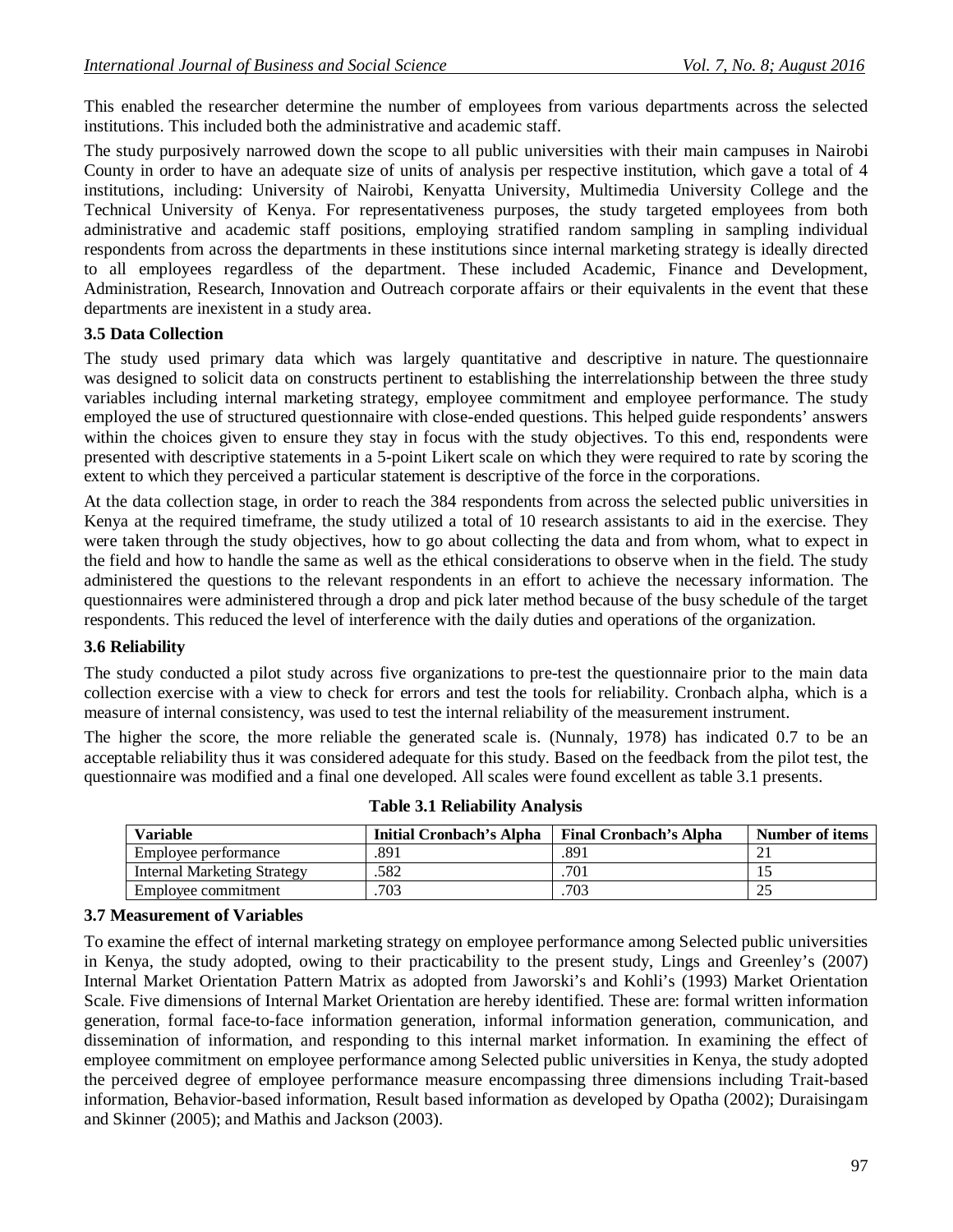This enabled the researcher determine the number of employees from various departments across the selected institutions. This included both the administrative and academic staff.

The study purposively narrowed down the scope to all public universities with their main campuses in Nairobi County in order to have an adequate size of units of analysis per respective institution, which gave a total of 4 institutions, including: University of Nairobi, Kenyatta University, Multimedia University College and the Technical University of Kenya. For representativeness purposes, the study targeted employees from both administrative and academic staff positions, employing stratified random sampling in sampling individual respondents from across the departments in these institutions since internal marketing strategy is ideally directed to all employees regardless of the department. These included Academic, Finance and Development, Administration, Research, Innovation and Outreach corporate affairs or their equivalents in the event that these departments are inexistent in a study area.

### 3.5 Data Collection

The study used primary data which was largely quantitative and descriptive in nature. The questionnaire was designed to solicit data on constructs pertinent to establishing the interrelationship between the three study variables including internal marketing strategy, employee commitment and employee performance. The study employed the use of structured questionnaire with close-ended questions. This helped guide respondents' answers within the choices given to ensure they stay in focus with the study objectives. To this end, respondents were presented with descriptive statements in a 5-point Likert scale on which they were required to rate by scoring the extent to which they perceived a particular statement is descriptive of the force in the corporations.

At the data collection stage, in order to reach the 384 respondents from across the selected public universities in Kenya at the required timeframe, the study utilized a total of 10 research assistants to aid in the exercise. They were taken through the study objectives, how to go about collecting the data and from whom, what to expect in the field and how to handle the same as well as the ethical considerations to observe when in the field. The study administered the questions to the relevant respondents in an effort to achieve the necessary information. The questionnaires were administered through a drop and pick later method because of the busy schedule of the target respondents. This reduced the level of interference with the daily duties and operations of the organization.

### 3.6 Reliability

The study conducted a pilot study across five organizations to pre-test the questionnaire prior to the main data collection exercise with a view to check for errors and test the tools for reliability. Cronbach alpha, which is a measure of internal consistency, was used to test the internal reliability of the measurement instrument.

The higher the score, the more reliable the generated scale is. (Nunnaly, 1978) has indicated 0.7 to be an acceptable reliability thus it was considered adequate for this study. Based on the feedback from the pilot test, the questionnaire was modified and a final one developed. All scales were found excellent as table 3.1 presents.

**Table 3.1 Reliability Analysis**

| Variable | Initial Cronbach's Alpha | Final Cronbach's Alpha | Number of items |
|---|---|---|---|
| Employee performance | .891 | .891 | 21 |
| Internal Marketing Strategy | .582 | .701 | 15 |
| Employee commitment | .703 | .703 | 25 |

### 3.7 Measurement of Variables

To examine the effect of internal marketing strategy on employee performance among Selected public universities in Kenya, the study adopted, owing to their practicability to the present study, Lings and Greenley's (2007) Internal Market Orientation Pattern Matrix as adopted from Jaworski's and Kohli's (1993) Market Orientation Scale. Five dimensions of Internal Market Orientation are hereby identified. These are: formal written information generation, formal face-to-face information generation, informal information generation, communication, and dissemination of information, and responding to this internal market information. In examining the effect of employee commitment on employee performance among Selected public universities in Kenya, the study adopted the perceived degree of employee performance measure encompassing three dimensions including Trait-based information, Behavior-based information, Result based information as developed by Opatha (2002); Duraisingam and Skinner (2005); and Mathis and Jackson (2003).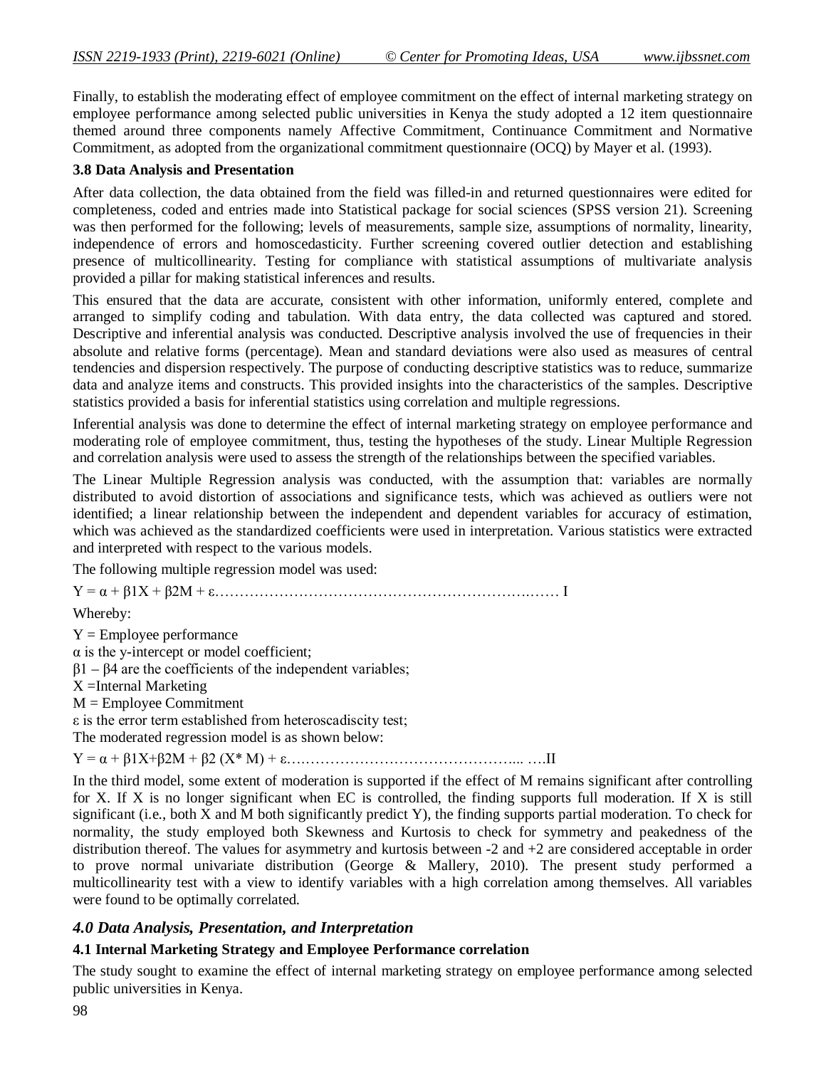Finally, to establish the moderating effect of employee commitment on the effect of internal marketing strategy on employee performance among selected public universities in Kenya the study adopted a 12 item questionnaire themed around three components namely Affective Commitment, Continuance Commitment and Normative Commitment, as adopted from the organizational commitment questionnaire (OCQ) by Mayer et al. (1993).

### 3.8 Data Analysis and Presentation

After data collection, the data obtained from the field was filled-in and returned questionnaires were edited for completeness, coded and entries made into Statistical package for social sciences (SPSS version 21). Screening was then performed for the following; levels of measurements, sample size, assumptions of normality, linearity, independence of errors and homoscedasticity. Further screening covered outlier detection and establishing presence of multicollinearity. Testing for compliance with statistical assumptions of multivariate analysis provided a pillar for making statistical inferences and results.

This ensured that the data are accurate, consistent with other information, uniformly entered, complete and arranged to simplify coding and tabulation. With data entry, the data collected was captured and stored. Descriptive and inferential analysis was conducted. Descriptive analysis involved the use of frequencies in their absolute and relative forms (percentage). Mean and standard deviations were also used as measures of central tendencies and dispersion respectively. The purpose of conducting descriptive statistics was to reduce, summarize data and analyze items and constructs. This provided insights into the characteristics of the samples. Descriptive statistics provided a basis for inferential statistics using correlation and multiple regressions.

Inferential analysis was done to determine the effect of internal marketing strategy on employee performance and moderating role of employee commitment, thus, testing the hypotheses of the study. Linear Multiple Regression and correlation analysis were used to assess the strength of the relationships between the specified variables.

The Linear Multiple Regression analysis was conducted, with the assumption that: variables are normally distributed to avoid distortion of associations and significance tests, which was achieved as outliers were not identified; a linear relationship between the independent and dependent variables for accuracy of estimation, which was achieved as the standardized coefficients were used in interpretation. Various statistics were extracted and interpreted with respect to the various models.

The following multiple regression model was used:

$Y = \alpha + \beta 1X + \beta 2M + \varepsilon$……………………………………………………………… I

Whereby:

Y = Employee performance  
$\alpha$ is the y-intercept or model coefficient;  
$\beta 1 – \beta 4$ are the coefficients of the independent variables;  
X =Internal Marketing  
M = Employee Commitment  
$\varepsilon$ is the error term established from heteroscadiscity test;  
The moderated regression model is as shown below:

$Y = \alpha + \beta 1X+\beta 2M + \beta 2 (X^* M) + \varepsilon$…………………………………………... ….II

In the third model, some extent of moderation is supported if the effect of M remains significant after controlling for X. If X is no longer significant when EC is controlled, the finding supports full moderation. If X is still significant (i.e., both X and M both significantly predict Y), the finding supports partial moderation. To check for normality, the study employed both Skewness and Kurtosis to check for symmetry and peakedness of the distribution thereof. The values for asymmetry and kurtosis between -2 and +2 are considered acceptable in order to prove normal univariate distribution (George & Mallery, 2010). The present study performed a multicollinearity test with a view to identify variables with a high correlation among themselves. All variables were found to be optimally correlated.

## *4.0 Data Analysis, Presentation, and Interpretation*

### 4.1 Internal Marketing Strategy and Employee Performance correlation

The study sought to examine the effect of internal marketing strategy on employee performance among selected public universities in Kenya.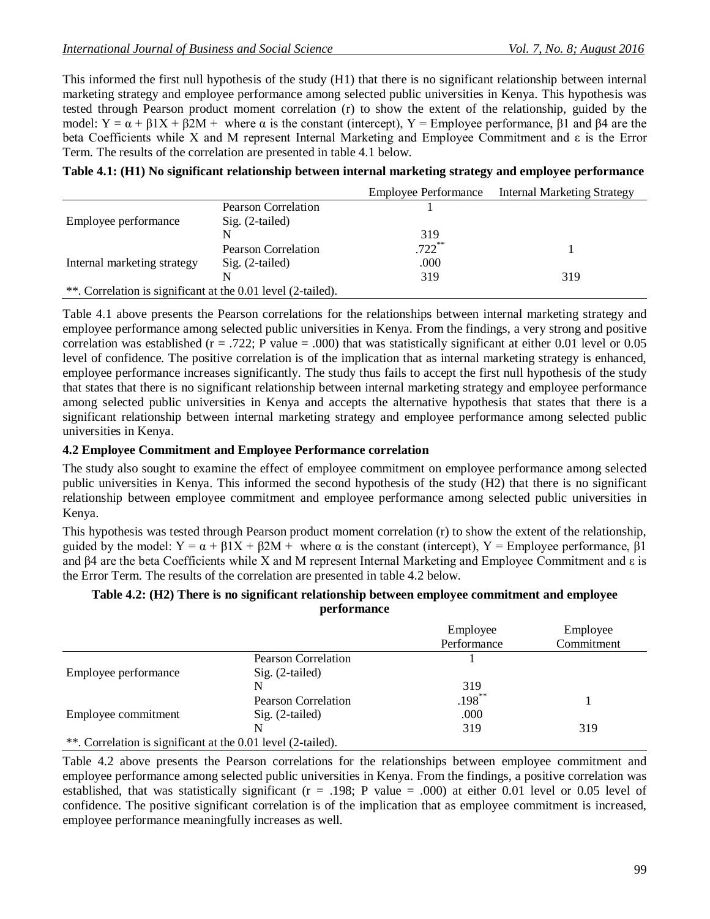This informed the first null hypothesis of the study (H1) that there is no significant relationship between internal marketing strategy and employee performance among selected public universities in Kenya. This hypothesis was tested through Pearson product moment correlation (r) to show the extent of the relationship, guided by the model: $Y = \alpha + \beta 1X + \beta 2M +$ where $\alpha$ is the constant (intercept), Y = Employee performance, $\beta 1$ and $\beta 4$ are the beta Coefficients while X and M represent Internal Marketing and Employee Commitment and $\varepsilon$ is the Error Term. The results of the correlation are presented in table 4.1 below.

**Table 4.1: (H1) No significant relationship between internal marketing strategy and employee performance**

| | | Employee Performance | Internal Marketing Strategy |
|---|---|---|---|
| Employee performance | Pearson Correlation | 1 | |
| | Sig. (2-tailed) | | |
| | N | 319 | |
| Internal marketing strategy | Pearson Correlation | .722** | 1 |
| | Sig. (2-tailed) | .000 | |
| | N | 319 | 319 |

**. Correlation is significant at the 0.01 level (2-tailed).

Table 4.1 above presents the Pearson correlations for the relationships between internal marketing strategy and employee performance among selected public universities in Kenya. From the findings, a very strong and positive correlation was established (r = .722; P value = .000) that was statistically significant at either 0.01 level or 0.05 level of confidence. The positive correlation is of the implication that as internal marketing strategy is enhanced, employee performance increases significantly. The study thus fails to accept the first null hypothesis of the study that states that there is no significant relationship between internal marketing strategy and employee performance among selected public universities in Kenya and accepts the alternative hypothesis that states that there is a significant relationship between internal marketing strategy and employee performance among selected public universities in Kenya.

### 4.2 Employee Commitment and Employee Performance correlation

The study also sought to examine the effect of employee commitment on employee performance among selected public universities in Kenya. This informed the second hypothesis of the study (H2) that there is no significant relationship between employee commitment and employee performance among selected public universities in Kenya.

This hypothesis was tested through Pearson product moment correlation (r) to show the extent of the relationship, guided by the model: $Y = \alpha + \beta 1X + \beta 2M +$ where $\alpha$ is the constant (intercept), Y = Employee performance, $\beta 1$ and $\beta 4$ are the beta Coefficients while X and M represent Internal Marketing and Employee Commitment and $\varepsilon$ is the Error Term. The results of the correlation are presented in table 4.2 below.

**Table 4.2: (H2) There is no significant relationship between employee commitment and employee performance**

| | | Employee Performance | Employee Commitment |
|---|---|---|---|
| Employee performance | Pearson Correlation | 1 | |
| | Sig. (2-tailed) | | |
| | N | 319 | |
| Employee commitment | Pearson Correlation | .198** | 1 |
| | Sig. (2-tailed) | .000 | |
| | N | 319 | 319 |

**. Correlation is significant at the 0.01 level (2-tailed).

Table 4.2 above presents the Pearson correlations for the relationships between employee commitment and employee performance among selected public universities in Kenya. From the findings, a positive correlation was established, that was statistically significant (r = .198; P value = .000) at either 0.01 level or 0.05 level of confidence. The positive significant correlation is of the implication that as employee commitment is increased, employee performance meaningfully increases as well.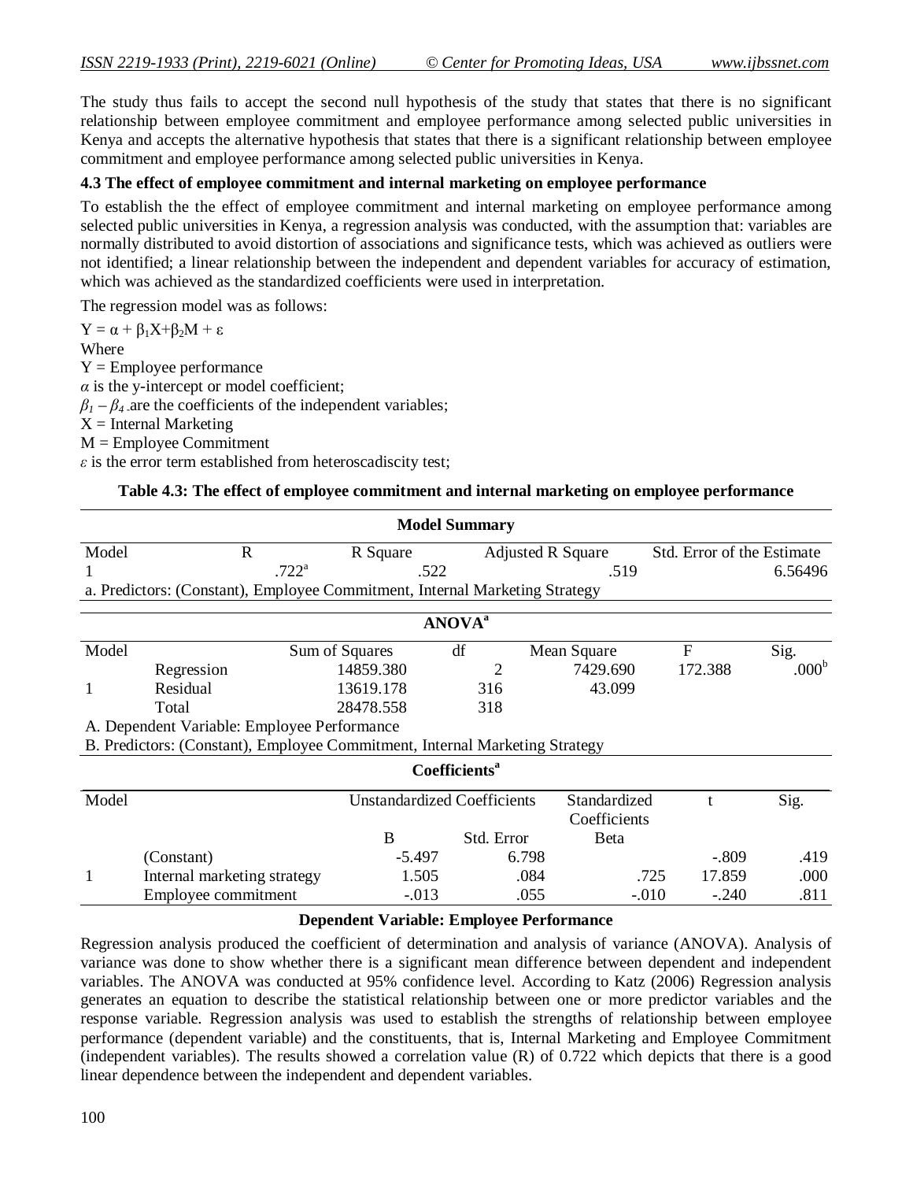The study thus fails to accept the second null hypothesis of the study that states that there is no significant relationship between employee commitment and employee performance among selected public universities in Kenya and accepts the alternative hypothesis that states that there is a significant relationship between employee commitment and employee performance among selected public universities in Kenya.

### 4.3 The effect of employee commitment and internal marketing on employee performance

To establish the the effect of employee commitment and internal marketing on employee performance among selected public universities in Kenya, a regression analysis was conducted, with the assumption that: variables are normally distributed to avoid distortion of associations and significance tests, which was achieved as outliers were not identified; a linear relationship between the independent and dependent variables for accuracy of estimation, which was achieved as the standardized coefficients were used in interpretation.

The regression model was as follows:

$Y = \alpha + \beta_1 X + \beta_2 M + \varepsilon$

Where

Y = Employee performance

$\alpha$ is the y-intercept or model coefficient;

$\beta_1 - \beta_4$ are the coefficients of the independent variables;

X = Internal Marketing

M = Employee Commitment

$\varepsilon$ is the error term established from heteroscadiscity test;

**Table 4.3: The effect of employee commitment and internal marketing on employee performance**

**Model Summary**

| Model | R | R Square | Adjusted R Square | Std. Error of the Estimate |
|---|---|---|---|---|
| 1 | .722[a] | .522 | .519 | 6.56496 |

a. Predictors: (Constant), Employee Commitment, Internal Marketing Strategy

**ANOVA[a]**

| Model | | Sum of Squares | df | Mean Square | F | Sig. |
|---|---|---|---|---|---|---|
| | Regression | 14859.380 | 2 | 7429.690 | 172.388 | .000[b] |
| 1 | Residual | 13619.178 | 316 | 43.099 | | |
| | Total | 28478.558 | 318 | | | |

A. Dependent Variable: Employee Performance

B. Predictors: (Constant), Employee Commitment, Internal Marketing Strategy

**Coefficients[a]**

| Model | | Unstandardized Coefficients | | Standardized Coefficients | t | Sig. |
|---|---|---|---|---|---|---|
| | | B | Std. Error | Beta | | |
| | (Constant) | -5.497 | 6.798 | | -.809 | .419 |
| 1 | Internal marketing strategy | 1.505 | .084 | .725 | 17.859 | .000 |
| | Employee commitment | -.013 | .055 | -.010 | -.240 | .811 |

**Dependent Variable: Employee Performance**

Regression analysis produced the coefficient of determination and analysis of variance (ANOVA). Analysis of variance was done to show whether there is a significant mean difference between dependent and independent variables. The ANOVA was conducted at 95% confidence level. According to Katz (2006) Regression analysis generates an equation to describe the statistical relationship between one or more predictor variables and the response variable. Regression analysis was used to establish the strengths of relationship between employee performance (dependent variable) and the constituents, that is, Internal Marketing and Employee Commitment (independent variables). The results showed a correlation value (R) of 0.722 which depicts that there is a good linear dependence between the independent and dependent variables.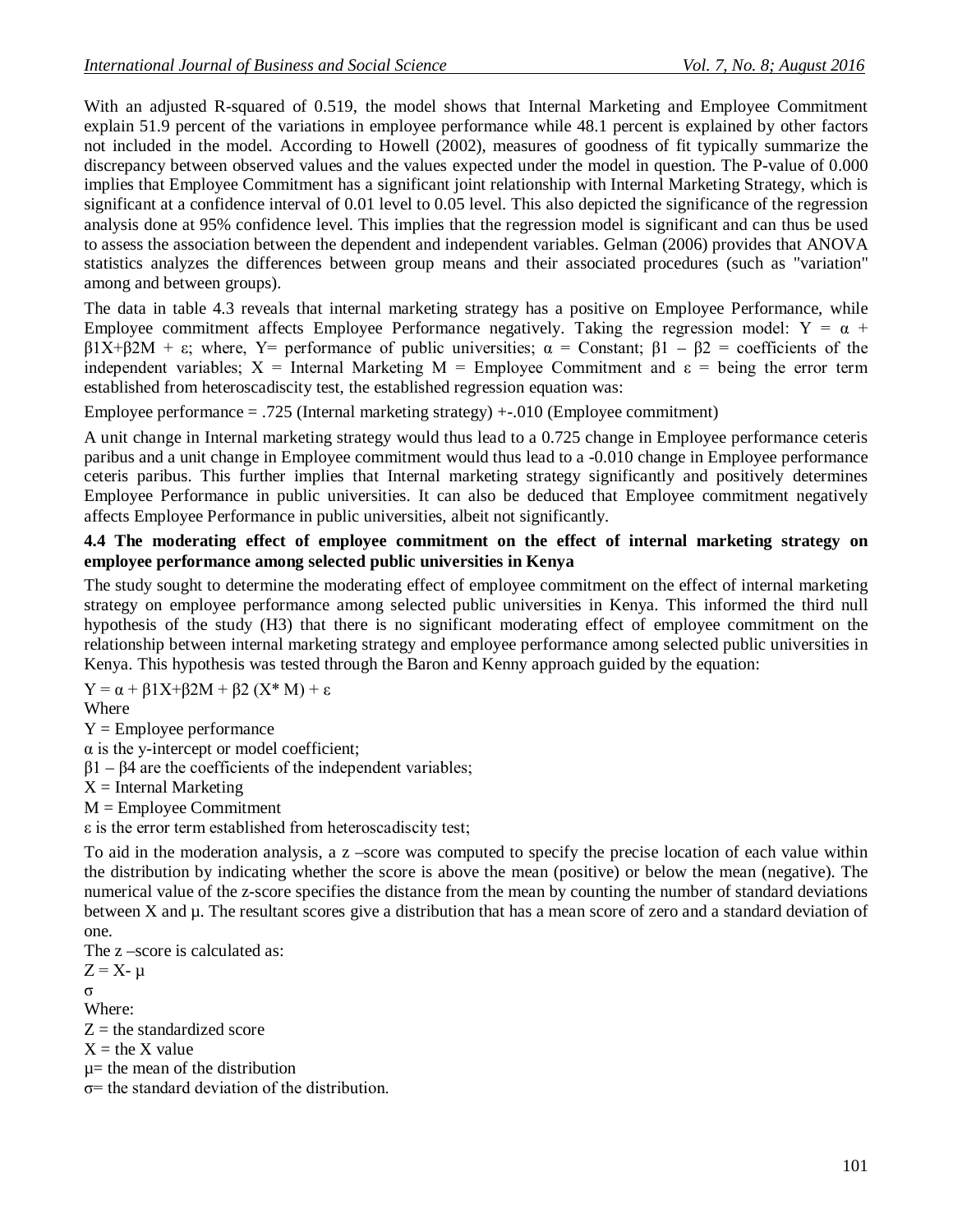With an adjusted R-squared of 0.519, the model shows that Internal Marketing and Employee Commitment explain 51.9 percent of the variations in employee performance while 48.1 percent is explained by other factors not included in the model. According to Howell (2002), measures of goodness of fit typically summarize the discrepancy between observed values and the values expected under the model in question. The P-value of 0.000 implies that Employee Commitment has a significant joint relationship with Internal Marketing Strategy, which is significant at a confidence interval of 0.01 level to 0.05 level. This also depicted the significance of the regression analysis done at 95% confidence level. This implies that the regression model is significant and can thus be used to assess the association between the dependent and independent variables. Gelman (2006) provides that ANOVA statistics analyzes the differences between group means and their associated procedures (such as "variation" among and between groups).

The data in table 4.3 reveals that internal marketing strategy has a positive on Employee Performance, while Employee commitment affects Employee Performance negatively. Taking the regression model: $Y = \alpha + \beta 1X + \beta 2M + \varepsilon$; where, Y= performance of public universities; $\alpha$ = Constant; $\beta 1 - \beta 2$ = coefficients of the independent variables; X = Internal Marketing M = Employee Commitment and $\varepsilon$ = being the error term established from heteroscadiscity test, the established regression equation was:

Employee performance = .725 (Internal marketing strategy) +-.010 (Employee commitment)

A unit change in Internal marketing strategy would thus lead to a 0.725 change in Employee performance ceteris paribus and a unit change in Employee commitment would thus lead to a -0.010 change in Employee performance ceteris paribus. This further implies that Internal marketing strategy significantly and positively determines Employee Performance in public universities. It can also be deduced that Employee commitment negatively affects Employee Performance in public universities, albeit not significantly.

### 4.4 The moderating effect of employee commitment on the effect of internal marketing strategy on employee performance among selected public universities in Kenya

The study sought to determine the moderating effect of employee commitment on the effect of internal marketing strategy on employee performance among selected public universities in Kenya. This informed the third null hypothesis of the study (H3) that there is no significant moderating effect of employee commitment on the relationship between internal marketing strategy and employee performance among selected public universities in Kenya. This hypothesis was tested through the Baron and Kenny approach guided by the equation:

$Y = \alpha + \beta 1X + \beta 2M + \beta 2 (X^* M) + \varepsilon$

Where

Y = Employee performance

$\alpha$ is the y-intercept or model coefficient;

$\beta 1 - \beta 4$ are the coefficients of the independent variables;

X = Internal Marketing

M = Employee Commitment

$\varepsilon$ is the error term established from heteroscadiscity test;

To aid in the moderation analysis, a z –score was computed to specify the precise location of each value within the distribution by indicating whether the score is above the mean (positive) or below the mean (negative). The numerical value of the z-score specifies the distance from the mean by counting the number of standard deviations between X and $\mu$. The resultant scores give a distribution that has a mean score of zero and a standard deviation of one.

The z –score is calculated as:

$$Z = \frac{X - \mu}{\sigma}$$

Where:

Z = the standardized score

X = the X value

$\mu$= the mean of the distribution

$\sigma$= the standard deviation of the distribution.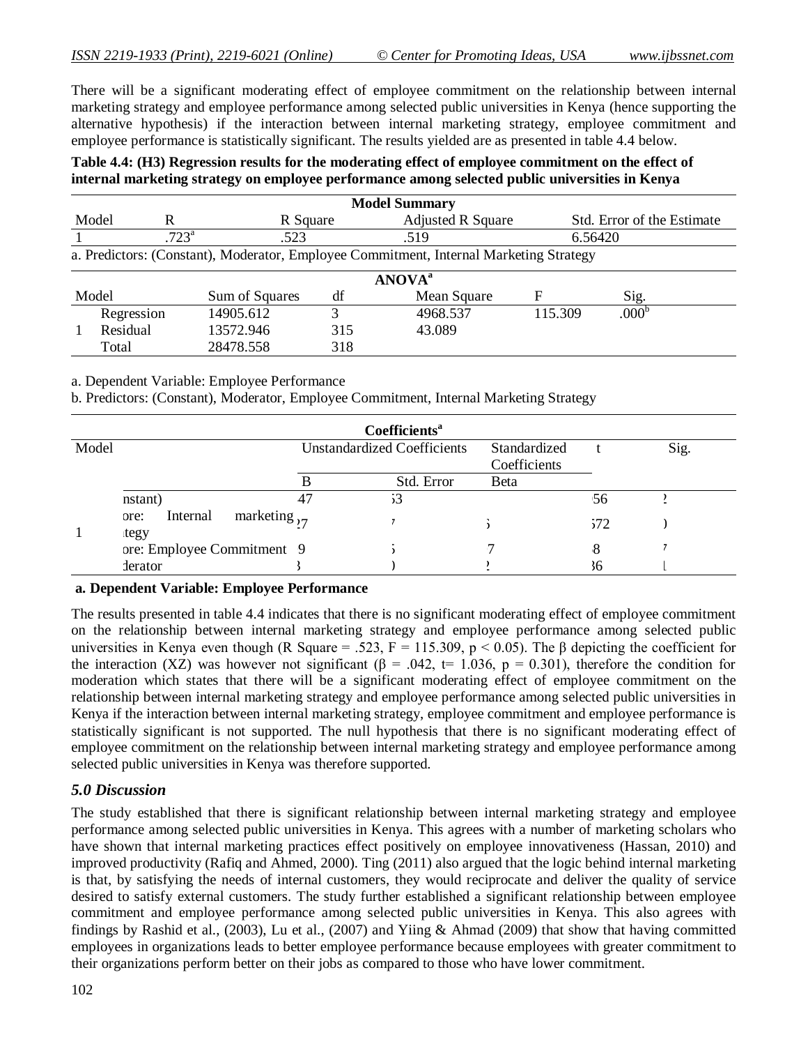There will be a significant moderating effect of employee commitment on the relationship between internal marketing strategy and employee performance among selected public universities in Kenya (hence supporting the alternative hypothesis) if the interaction between internal marketing strategy, employee commitment and employee performance is statistically significant. The results yielded are as presented in table 4.4 below.

**Table 4.4: (H3) Regression results for the moderating effect of employee commitment on the effect of internal marketing strategy on employee performance among selected public universities in Kenya**

**Model Summary**

| Model | R | R Square | Adjusted R Square | Std. Error of the Estimate |
|---|---|---|---|---|
| 1 | .723[a] | .523 | .519 | 6.56420 |

a. Predictors: (Constant), Moderator, Employee Commitment, Internal Marketing Strategy

**ANOVA[a]**

| Model | | Sum of Squares | df | Mean Square | F | Sig. |
|---|---|---|---|---|---|---|
| 1 | Regression | 14905.612 | 3 | 4968.537 | 115.309 | .000[b] |
| | Residual | 13572.946 | 315 | 43.089 | | |
| | Total | 28478.558 | 318 | | | |

a. Dependent Variable: Employee Performance

b. Predictors: (Constant), Moderator, Employee Commitment, Internal Marketing Strategy

**Coefficients[a]**

| Model | | Unstandardized Coefficients | | Standardized Coefficients | t | Sig. |
|---|---|---|---|---|---|---|
| | | B | Std. Error | Beta | | |
| 1 | nstant) | 47 | 53 | | 56 | 2 |
| | ore: Internal marketing tegy | 27 | 7 | 5 | 572 | ) |
| | ore: Employee Commitment | 9 | 5 | 7 | 8 | 7 |
| | derator | 3 | ) | 2 | 36 | l |

**a. Dependent Variable: Employee Performance**

The results presented in table 4.4 indicates that there is no significant moderating effect of employee commitment on the relationship between internal marketing strategy and employee performance among selected public universities in Kenya even though (R Square = .523, F = 115.309, $p < 0.05$). The β depicting the coefficient for the interaction (XZ) was however not significant ($\beta = .042$, t= 1.036, $p = 0.301$), therefore the condition for moderation which states that there will be a significant moderating effect of employee commitment on the relationship between internal marketing strategy and employee performance among selected public universities in Kenya if the interaction between internal marketing strategy, employee commitment and employee performance is statistically significant is not supported. The null hypothesis that there is no significant moderating effect of employee commitment on the relationship between internal marketing strategy and employee performance among selected public universities in Kenya was therefore supported.

## *5.0 Discussion*

The study established that there is significant relationship between internal marketing strategy and employee performance among selected public universities in Kenya. This agrees with a number of marketing scholars who have shown that internal marketing practices effect positively on employee innovativeness (Hassan, 2010) and improved productivity (Rafiq and Ahmed, 2000). Ting (2011) also argued that the logic behind internal marketing is that, by satisfying the needs of internal customers, they would reciprocate and deliver the quality of service desired to satisfy external customers. The study further established a significant relationship between employee commitment and employee performance among selected public universities in Kenya. This also agrees with findings by Rashid et al., (2003), Lu et al., (2007) and Yiing & Ahmad (2009) that show that having committed employees in organizations leads to better employee performance because employees with greater commitment to their organizations perform better on their jobs as compared to those who have lower commitment.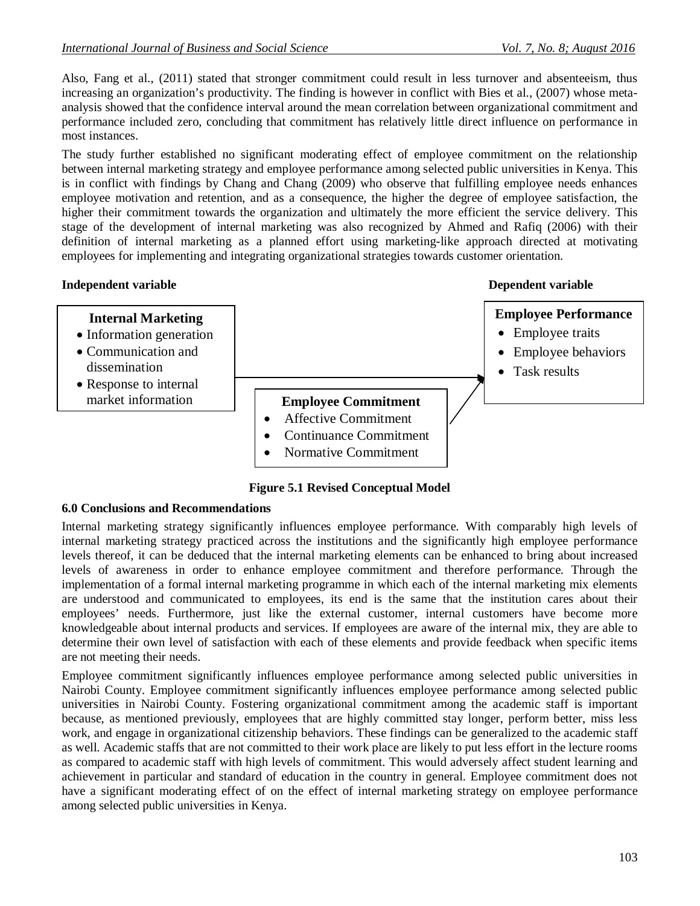Also, Fang et al., (2011) stated that stronger commitment could result in less turnover and absenteeism, thus increasing an organization's productivity. The finding is however in conflict with Bies et al., (2007) whose meta-analysis showed that the confidence interval around the mean correlation between organizational commitment and performance included zero, concluding that commitment has relatively little direct influence on performance in most instances.

The study further established no significant moderating effect of employee commitment on the relationship between internal marketing strategy and employee performance among selected public universities in Kenya. This is in conflict with findings by Chang and Chang (2009) who observe that fulfilling employee needs enhances employee motivation and retention, and as a consequence, the higher the degree of employee satisfaction, the higher their commitment towards the organization and ultimately the more efficient the service delivery. This stage of the development of internal marketing was also recognized by Ahmed and Rafiq (2006) with their definition of internal marketing as a planned effort using marketing-like approach directed at motivating employees for implementing and integrating organizational strategies towards customer orientation.

**Independent variable** **Dependent variable**

**Internal Marketing**
- Information generation
- Communication and dissemination
- Response to internal market information

**Employee Commitment**
- Affective Commitment
- Continuance Commitment
- Normative Commitment

**Employee Performance**
- Employee traits
- Employee behaviors
- Task results

**Figure 5.1 Revised Conceptual Model**

**6.0 Conclusions and Recommendations**

Internal marketing strategy significantly influences employee performance. With comparably high levels of internal marketing strategy practiced across the institutions and the significantly high employee performance levels thereof, it can be deduced that the internal marketing elements can be enhanced to bring about increased levels of awareness in order to enhance employee commitment and therefore performance. Through the implementation of a formal internal marketing programme in which each of the internal marketing mix elements are understood and communicated to employees, its end is the same that the institution cares about their employees' needs. Furthermore, just like the external customer, internal customers have become more knowledgeable about internal products and services. If employees are aware of the internal mix, they are able to determine their own level of satisfaction with each of these elements and provide feedback when specific items are not meeting their needs.

Employee commitment significantly influences employee performance among selected public universities in Nairobi County. Employee commitment significantly influences employee performance among selected public universities in Nairobi County. Fostering organizational commitment among the academic staff is important because, as mentioned previously, employees that are highly committed stay longer, perform better, miss less work, and engage in organizational citizenship behaviors. These findings can be generalized to the academic staff as well. Academic staffs that are not committed to their work place are likely to put less effort in the lecture rooms as compared to academic staff with high levels of commitment. This would adversely affect student learning and achievement in particular and standard of education in the country in general. Employee commitment does not have a significant moderating effect of on the effect of internal marketing strategy on employee performance among selected public universities in Kenya.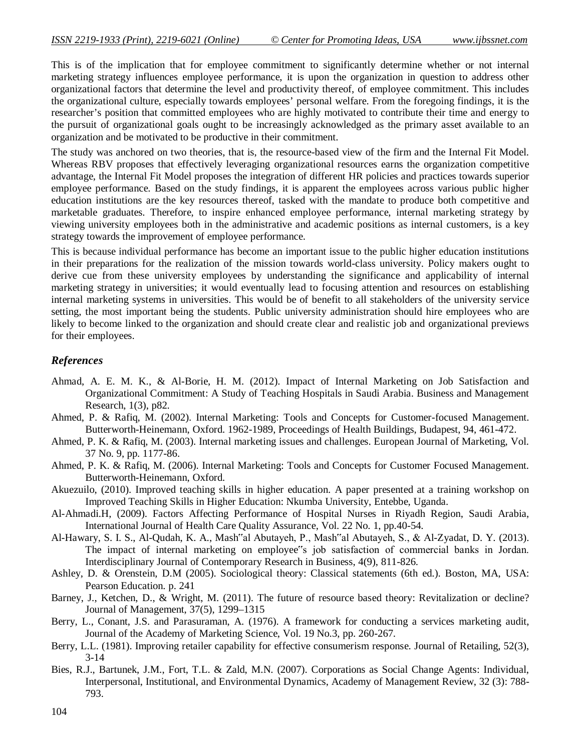This is of the implication that for employee commitment to significantly determine whether or not internal marketing strategy influences employee performance, it is upon the organization in question to address other organizational factors that determine the level and productivity thereof, of employee commitment. This includes the organizational culture, especially towards employees' personal welfare. From the foregoing findings, it is the researcher's position that committed employees who are highly motivated to contribute their time and energy to the pursuit of organizational goals ought to be increasingly acknowledged as the primary asset available to an organization and be motivated to be productive in their commitment.

The study was anchored on two theories, that is, the resource-based view of the firm and the Internal Fit Model. Whereas RBV proposes that effectively leveraging organizational resources earns the organization competitive advantage, the Internal Fit Model proposes the integration of different HR policies and practices towards superior employee performance. Based on the study findings, it is apparent the employees across various public higher education institutions are the key resources thereof, tasked with the mandate to produce both competitive and marketable graduates. Therefore, to inspire enhanced employee performance, internal marketing strategy by viewing university employees both in the administrative and academic positions as internal customers, is a key strategy towards the improvement of employee performance.

This is because individual performance has become an important issue to the public higher education institutions in their preparations for the realization of the mission towards world-class university. Policy makers ought to derive cue from these university employees by understanding the significance and applicability of internal marketing strategy in universities; it would eventually lead to focusing attention and resources on establishing internal marketing systems in universities. This would be of benefit to all stakeholders of the university service setting, the most important being the students. Public university administration should hire employees who are likely to become linked to the organization and should create clear and realistic job and organizational previews for their employees.

## *References*

Ahmad, A. E. M. K., & Al-Borie, H. M. (2012). Impact of Internal Marketing on Job Satisfaction and Organizational Commitment: A Study of Teaching Hospitals in Saudi Arabia. Business and Management Research, 1(3), p82.

Ahmed, P. & Rafiq, M. (2002). Internal Marketing: Tools and Concepts for Customer-focused Management. Butterworth-Heinemann, Oxford. 1962-1989, Proceedings of Health Buildings, Budapest, 94, 461-472.

Ahmed, P. K. & Rafiq, M. (2003). Internal marketing issues and challenges. European Journal of Marketing, Vol. 37 No. 9, pp. 1177-86.

Ahmed, P. K. & Rafiq, M. (2006). Internal Marketing: Tools and Concepts for Customer Focused Management. Butterworth-Heinemann, Oxford.

Akuezuilo, (2010). Improved teaching skills in higher education. A paper presented at a training workshop on Improved Teaching Skills in Higher Education: Nkumba University, Entebbe, Uganda.

Al-Ahmadi.H, (2009). Factors Affecting Performance of Hospital Nurses in Riyadh Region, Saudi Arabia, International Journal of Health Care Quality Assurance, Vol. 22 No. 1, pp.40-54.

Al-Hawary, S. I. S., Al-Qudah, K. A., Mash"al Abutayeh, P., Mash"al Abutayeh, S., & Al-Zyadat, D. Y. (2013). The impact of internal marketing on employee"s job satisfaction of commercial banks in Jordan. Interdisciplinary Journal of Contemporary Research in Business, 4(9), 811-826.

Ashley, D. & Orenstein, D.M (2005). Sociological theory: Classical statements (6th ed.). Boston, MA, USA: Pearson Education. p. 241

Barney, J., Ketchen, D., & Wright, M. (2011). The future of resource based theory: Revitalization or decline? Journal of Management, 37(5), 1299–1315

Berry, L., Conant, J.S. and Parasuraman, A. (1976). A framework for conducting a services marketing audit, Journal of the Academy of Marketing Science, Vol. 19 No.3, pp. 260-267.

Berry, L.L. (1981). Improving retailer capability for effective consumerism response. Journal of Retailing, 52(3), 3-14

Bies, R.J., Bartunek, J.M., Fort, T.L. & Zald, M.N. (2007). Corporations as Social Change Agents: Individual, Interpersonal, Institutional, and Environmental Dynamics, Academy of Management Review, 32 (3): 788-793.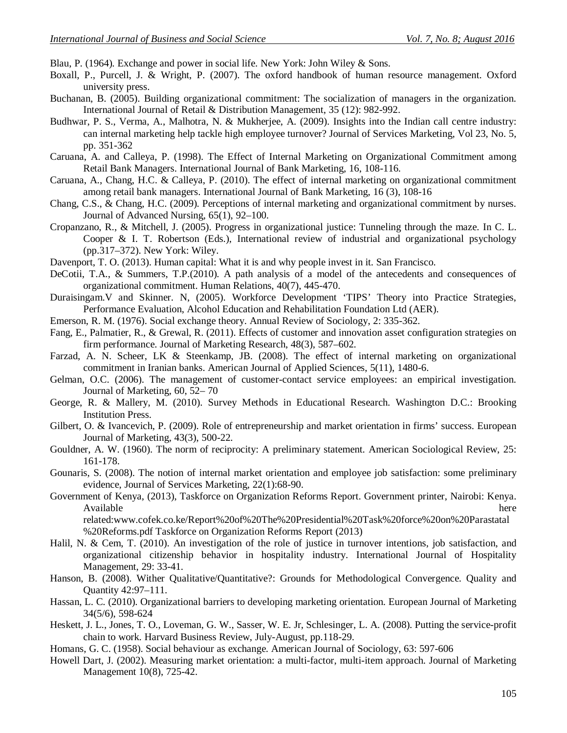Blau, P. (1964). Exchange and power in social life. New York: John Wiley & Sons.

Boxall, P., Purcell, J. & Wright, P. (2007). The oxford handbook of human resource management. Oxford university press.

Buchanan, B. (2005). Building organizational commitment: The socialization of managers in the organization. International Journal of Retail & Distribution Management, 35 (12): 982-992.

Budhwar, P. S., Verma, A., Malhotra, N. & Mukherjee, A. (2009). Insights into the Indian call centre industry: can internal marketing help tackle high employee turnover? Journal of Services Marketing, Vol 23, No. 5, pp. 351-362

Caruana, A. and Calleya, P. (1998). The Effect of Internal Marketing on Organizational Commitment among Retail Bank Managers. International Journal of Bank Marketing, 16, 108-116.

Caruana, A., Chang, H.C. & Calleya, P. (2010). The effect of internal marketing on organizational commitment among retail bank managers. International Journal of Bank Marketing, 16 (3), 108-16

Chang, C.S., & Chang, H.C. (2009). Perceptions of internal marketing and organizational commitment by nurses. Journal of Advanced Nursing, 65(1), 92–100.

Cropanzano, R., & Mitchell, J. (2005). Progress in organizational justice: Tunneling through the maze. In C. L. Cooper & I. T. Robertson (Eds.), International review of industrial and organizational psychology (pp.317–372). New York: Wiley.

Davenport, T. O. (2013). Human capital: What it is and why people invest in it. San Francisco.

DeCotii, T.A., & Summers, T.P.(2010). A path analysis of a model of the antecedents and consequences of organizational commitment. Human Relations, 40(7), 445-470.

Duraisingam.V and Skinner. N, (2005). Workforce Development 'TIPS' Theory into Practice Strategies, Performance Evaluation, Alcohol Education and Rehabilitation Foundation Ltd (AER).

Emerson, R. M. (1976). Social exchange theory. Annual Review of Sociology, 2: 335-362.

Fang, E., Palmatier, R., & Grewal, R. (2011). Effects of customer and innovation asset configuration strategies on firm performance. Journal of Marketing Research, 48(3), 587–602.

Farzad, A. N. Scheer, LK & Steenkamp, JB. (2008). The effect of internal marketing on organizational commitment in Iranian banks. American Journal of Applied Sciences, 5(11), 1480-6.

Gelman, O.C. (2006). The management of customer-contact service employees: an empirical investigation. Journal of Marketing, 60, 52– 70

George, R. & Mallery, M. (2010). Survey Methods in Educational Research. Washington D.C.: Brooking Institution Press.

Gilbert, O. & Ivancevich, P. (2009). Role of entrepreneurship and market orientation in firms' success. European Journal of Marketing, 43(3), 500-22.

Gouldner, A. W. (1960). The norm of reciprocity: A preliminary statement. American Sociological Review, 25: 161-178.

Gounaris, S. (2008). The notion of internal market orientation and employee job satisfaction: some preliminary evidence, Journal of Services Marketing, 22(1):68-90.

Government of Kenya, (2013), Taskforce on Organization Reforms Report. Government printer, Nairobi: Kenya. Available here related:www.cofek.co.ke/Report%20of%20The%20Presidential%20Task%20force%20on%20Parastatal%20Reforms.pdf Taskforce on Organization Reforms Report (2013)

Halil, N. & Cem, T. (2010). An investigation of the role of justice in turnover intentions, job satisfaction, and organizational citizenship behavior in hospitality industry. International Journal of Hospitality Management, 29: 33-41.

Hanson, B. (2008). Wither Qualitative/Quantitative?: Grounds for Methodological Convergence. Quality and Quantity 42:97–111.

Hassan, L. C. (2010). Organizational barriers to developing marketing orientation. European Journal of Marketing 34(5/6), 598-624

Heskett, J. L., Jones, T. O., Loveman, G. W., Sasser, W. E. Jr, Schlesinger, L. A. (2008). Putting the service-profit chain to work. Harvard Business Review, July-August, pp.118-29.

Homans, G. C. (1958). Social behaviour as exchange. American Journal of Sociology, 63: 597-606

Howell Dart, J. (2002). Measuring market orientation: a multi-factor, multi-item approach. Journal of Marketing Management 10(8), 725-42.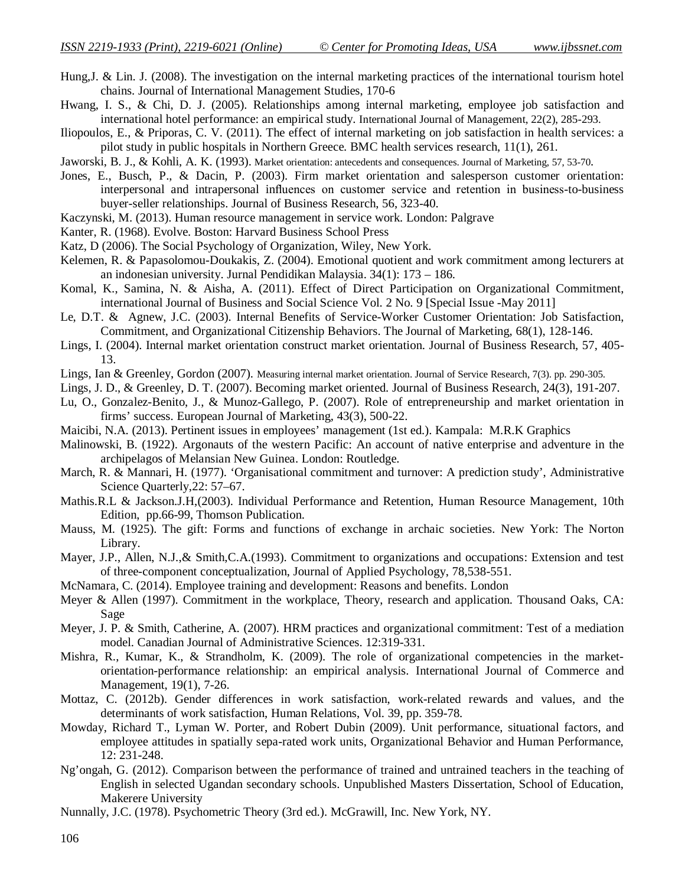Hung,J. & Lin. J. (2008). The investigation on the internal marketing practices of the international tourism hotel chains. Journal of International Management Studies, 170-6

Hwang, I. S., & Chi, D. J. (2005). Relationships among internal marketing, employee job satisfaction and international hotel performance: an empirical study. International Journal of Management, 22(2), 285-293.

Iliopoulos, E., & Priporas, C. V. (2011). The effect of internal marketing on job satisfaction in health services: a pilot study in public hospitals in Northern Greece. BMC health services research, 11(1), 261.

Jaworski, B. J., & Kohli, A. K. (1993). Market orientation: antecedents and consequences. Journal of Marketing, 57, 53-70.

Jones, E., Busch, P., & Dacin, P. (2003). Firm market orientation and salesperson customer orientation: interpersonal and intrapersonal influences on customer service and retention in business-to-business buyer-seller relationships. Journal of Business Research, 56, 323-40.

Kaczynski, M. (2013). Human resource management in service work. London: Palgrave

Kanter, R. (1968). Evolve. Boston: Harvard Business School Press

Katz, D (2006). The Social Psychology of Organization, Wiley, New York.

Kelemen, R. & Papasolomou-Doukakis, Z. (2004). Emotional quotient and work commitment among lecturers at an indonesian university. Jurnal Pendidikan Malaysia. 34(1): 173 – 186.

Komal, K., Samina, N. & Aisha, A. (2011). Effect of Direct Participation on Organizational Commitment, international Journal of Business and Social Science Vol. 2 No. 9 [Special Issue -May 2011]

Le, D.T. & Agnew, J.C. (2003). Internal Benefits of Service-Worker Customer Orientation: Job Satisfaction, Commitment, and Organizational Citizenship Behaviors. The Journal of Marketing, 68(1), 128-146.

Lings, I. (2004). Internal market orientation construct market orientation. Journal of Business Research, 57, 405-13.

Lings, Ian & Greenley, Gordon (2007). Measuring internal market orientation. Journal of Service Research, 7(3). pp. 290-305.

Lings, J. D., & Greenley, D. T. (2007). Becoming market oriented. Journal of Business Research, 24(3), 191-207.

Lu, O., Gonzalez-Benito, J., & Munoz-Gallego, P. (2007). Role of entrepreneurship and market orientation in firms' success. European Journal of Marketing, 43(3), 500-22.

Maicibi, N.A. (2013). Pertinent issues in employees' management (1st ed.). Kampala: M.R.K Graphics

Malinowski, B. (1922). Argonauts of the western Pacific: An account of native enterprise and adventure in the archipelagos of Melansian New Guinea. London: Routledge.

March, R. & Mannari, H. (1977). 'Organisational commitment and turnover: A prediction study', Administrative Science Quarterly,22: 57–67.

Mathis.R.L & Jackson.J.H,(2003). Individual Performance and Retention, Human Resource Management, 10th Edition, pp.66-99, Thomson Publication.

Mauss, M. (1925). The gift: Forms and functions of exchange in archaic societies. New York: The Norton Library.

Mayer, J.P., Allen, N.J.,& Smith,C.A.(1993). Commitment to organizations and occupations: Extension and test of three-component conceptualization, Journal of Applied Psychology, 78,538-551.

McNamara, C. (2014). Employee training and development: Reasons and benefits. London

Meyer & Allen (1997). Commitment in the workplace, Theory, research and application. Thousand Oaks, CA: Sage

Meyer, J. P. & Smith, Catherine, A. (2007). HRM practices and organizational commitment: Test of a mediation model. Canadian Journal of Administrative Sciences. 12:319-331.

Mishra, R., Kumar, K., & Strandholm, K. (2009). The role of organizational competencies in the market-orientation-performance relationship: an empirical analysis. International Journal of Commerce and Management, 19(1), 7-26.

Mottaz, C. (2012b). Gender differences in work satisfaction, work-related rewards and values, and the determinants of work satisfaction, Human Relations, Vol. 39, pp. 359-78.

Mowday, Richard T., Lyman W. Porter, and Robert Dubin (2009). Unit performance, situational factors, and employee attitudes in spatially sepa-rated work units, Organizational Behavior and Human Performance, 12: 231-248.

Ng'ongah, G. (2012). Comparison between the performance of trained and untrained teachers in the teaching of English in selected Ugandan secondary schools. Unpublished Masters Dissertation, School of Education, Makerere University

Nunnally, J.C. (1978). Psychometric Theory (3rd ed.). McGrawill, Inc. New York, NY.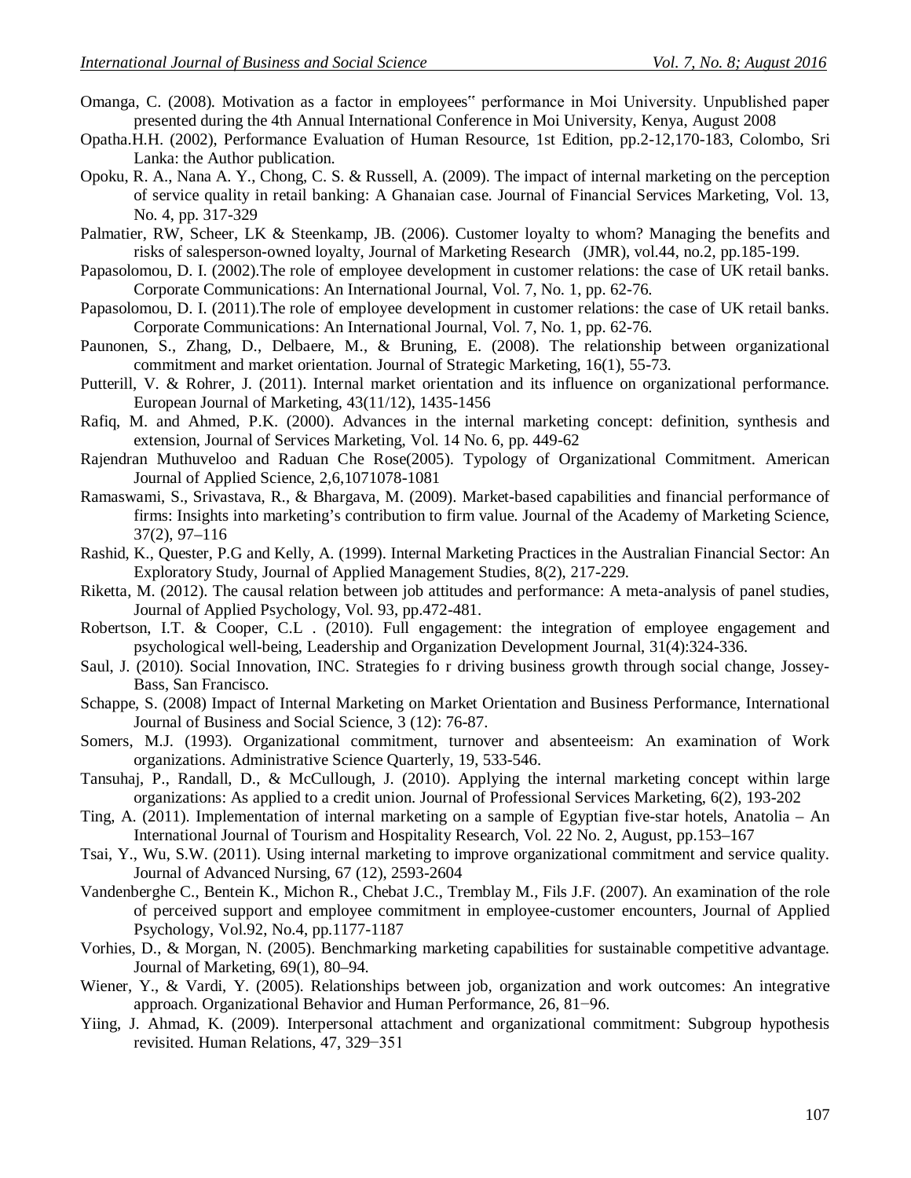Omanga, C. (2008). Motivation as a factor in employees‟ performance in Moi University. Unpublished paper presented during the 4th Annual International Conference in Moi University, Kenya, August 2008

Opatha.H.H. (2002), Performance Evaluation of Human Resource, 1st Edition, pp.2-12,170-183, Colombo, Sri Lanka: the Author publication.

Opoku, R. A., Nana A. Y., Chong, C. S. & Russell, A. (2009). The impact of internal marketing on the perception of service quality in retail banking: A Ghanaian case. Journal of Financial Services Marketing, Vol. 13, No. 4, pp. 317-329

Palmatier, RW, Scheer, LK & Steenkamp, JB. (2006). Customer loyalty to whom? Managing the benefits and risks of salesperson-owned loyalty, Journal of Marketing Research (JMR), vol.44, no.2, pp.185-199.

Papasolomou, D. I. (2002).The role of employee development in customer relations: the case of UK retail banks. Corporate Communications: An International Journal, Vol. 7, No. 1, pp. 62-76.

Papasolomou, D. I. (2011).The role of employee development in customer relations: the case of UK retail banks. Corporate Communications: An International Journal, Vol. 7, No. 1, pp. 62-76.

Paunonen, S., Zhang, D., Delbaere, M., & Bruning, E. (2008). The relationship between organizational commitment and market orientation. Journal of Strategic Marketing, 16(1), 55-73.

Putterill, V. & Rohrer, J. (2011). Internal market orientation and its influence on organizational performance. European Journal of Marketing, 43(11/12), 1435-1456

Rafiq, M. and Ahmed, P.K. (2000). Advances in the internal marketing concept: definition, synthesis and extension, Journal of Services Marketing, Vol. 14 No. 6, pp. 449-62

Rajendran Muthuveloo and Raduan Che Rose(2005). Typology of Organizational Commitment. American Journal of Applied Science, 2,6,1071078-1081

Ramaswami, S., Srivastava, R., & Bhargava, M. (2009). Market-based capabilities and financial performance of firms: Insights into marketing's contribution to firm value. Journal of the Academy of Marketing Science, 37(2), 97–116

Rashid, K., Quester, P.G and Kelly, A. (1999). Internal Marketing Practices in the Australian Financial Sector: An Exploratory Study, Journal of Applied Management Studies, 8(2), 217-229.

Riketta, M. (2012). The causal relation between job attitudes and performance: A meta-analysis of panel studies, Journal of Applied Psychology, Vol. 93, pp.472-481.

Robertson, I.T. & Cooper, C.L . (2010). Full engagement: the integration of employee engagement and psychological well-being, Leadership and Organization Development Journal, 31(4):324-336.

Saul, J. (2010). Social Innovation, INC. Strategies fo r driving business growth through social change, Jossey-Bass, San Francisco.

Schappe, S. (2008) Impact of Internal Marketing on Market Orientation and Business Performance, International Journal of Business and Social Science, 3 (12): 76-87.

Somers, M.J. (1993). Organizational commitment, turnover and absenteeism: An examination of Work organizations. Administrative Science Quarterly, 19, 533-546.

Tansuhaj, P., Randall, D., & McCullough, J. (2010). Applying the internal marketing concept within large organizations: As applied to a credit union. Journal of Professional Services Marketing, 6(2), 193-202

Ting, A. (2011). Implementation of internal marketing on a sample of Egyptian five-star hotels, Anatolia – An International Journal of Tourism and Hospitality Research, Vol. 22 No. 2, August, pp.153–167

Tsai, Y., Wu, S.W. (2011). Using internal marketing to improve organizational commitment and service quality. Journal of Advanced Nursing, 67 (12), 2593-2604

Vandenberghe C., Bentein K., Michon R., Chebat J.C., Tremblay M., Fils J.F. (2007). An examination of the role of perceived support and employee commitment in employee-customer encounters, Journal of Applied Psychology, Vol.92, No.4, pp.1177-1187

Vorhies, D., & Morgan, N. (2005). Benchmarking marketing capabilities for sustainable competitive advantage. Journal of Marketing, 69(1), 80–94.

Wiener, Y., & Vardi, Y. (2005). Relationships between job, organization and work outcomes: An integrative approach. Organizational Behavior and Human Performance, 26, 81−96.

Yiing, J. Ahmad, K. (2009). Interpersonal attachment and organizational commitment: Subgroup hypothesis revisited. Human Relations, 47, 329−351